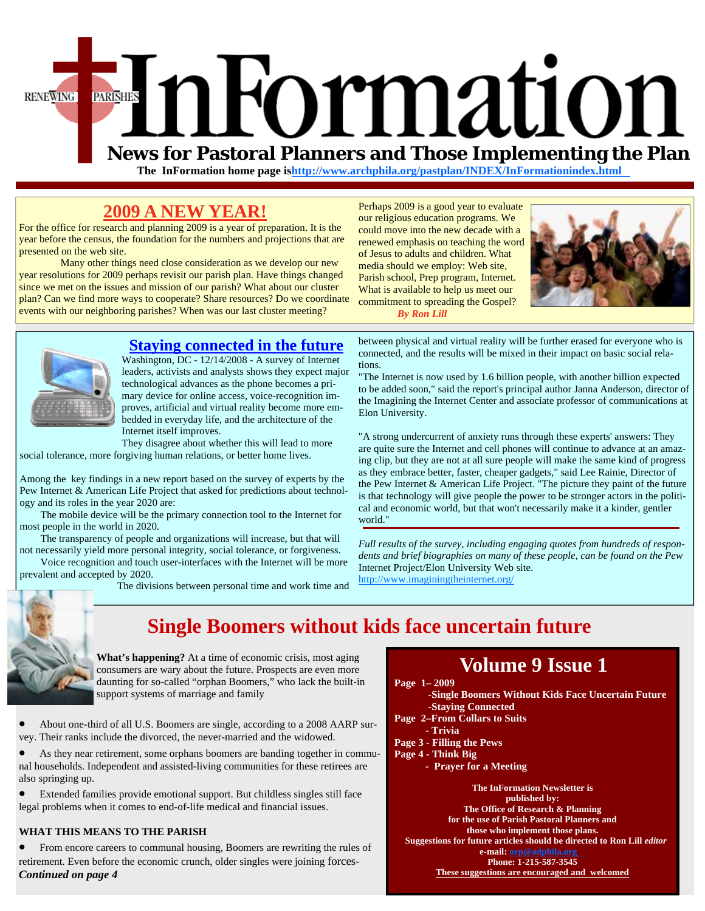# InFormation

RENEWING PARISHES

## News for Pastoral Planners and Those Implementing the Plan

**The InFormation home page is http://www.archphila.org/pastplan/INDEX/InFormationindex.html**

## 2009 A NEW YEAR!

For the office for research and planning 2009 is a year of preparation. It is the year before the census, the foundation for the numbers and projections that are presented on the web site.

Many other things need close consideration as we develop our new year resolutions for 2009 perhaps revisit our parish plan. Have things changed since we met on the issues and mission of our parish? What about our cluster plan? Can we find more ways to cooperate? Share resources? Do we coordinate events with our neighboring parishes? When was our last cluster meeting?

Perhaps 2009 is a good year to evaluate our religious education programs. We could move into the new decade with a renewed emphasis on teaching the word of Jesus to adults and children. What media should we employ: Web site, Parish school, Prep program, Internet. What is available to help us meet our commitment to spreading the Gospel?

*By Ron Lill*

## Staying connected in the future

Washington, DC - 12/14/2008 - A survey of Internet leaders, activists and analysts shows they expect major technological advances as the phone becomes a primary device for online access, voice-recognition improves, artificial and virtual reality become more embedded in everyday life, and the architecture of the Internet itself improves.

They disagree about whether this will lead to more social tolerance, more forgiving human relations, or better home lives.

Among the key findings in a new report based on the survey of experts by the Pew Internet & American Life Project that asked for predictions about technology and its roles in the year 2020 are:

The mobile device will be the primary connection tool to the Internet for most people in the world in 2020.

The transparency of people and organizations will increase, but that will not necessarily yield more personal integrity, social tolerance, or forgiveness.

Voice recognition and touch user-interfaces with the Internet will be more prevalent and accepted by 2020.

The divisions between personal time and work time and between physical and virtual reality will be further erased for everyone who is connected, and the results will be mixed in their impact on basic social relations.

"The Internet is now used by 1.6 billion people, with another billion expected to be added soon," said the report's principal author Janna Anderson, director of the Imagining the Internet Center and associate professor of communications at Elon University.

"A strong undercurrent of anxiety runs through these experts' answers: They are quite sure the Internet and cell phones will continue to advance at an amazing clip, but they are not at all sure people will make the same kind of progress as they embrace better, faster, cheaper gadgets," said Lee Rainie, Director of the Pew Internet & American Life Project. "The picture they paint of the future is that technology will give people the power to be stronger actors in the political and economic world, but that won't necessarily make it a kinder, gentler world."

*Full results of the survey, including engaging quotes from hundreds of respondents and brief biographies on many of these people, can be found on the Pew* Internet Project/Elon University Web site.
http://www.imaginingtheinternet.org/

## Single Boomers without kids face uncertain future

**What's happening?** At a time of economic crisis, most aging consumers are wary about the future. Prospects are even more daunting for so-called "orphan Boomers," who lack the built-in support systems of marriage and family

- About one-third of all U.S. Boomers are single, according to a 2008 AARP survey. Their ranks include the divorced, the never-married and the widowed.
- As they near retirement, some orphans boomers are banding together in communal households. Independent and assisted-living communities for these retirees are also springing up.
- Extended families provide emotional support. But childless singles still face legal problems when it comes to end-of-life medical and financial issues.

**WHAT THIS MEANS TO THE PARISH**

- From encore careers to communal housing, Boomers are rewriting the rules of retirement. Even before the economic crunch, older singles were joining forces-

***Continued on page 4***

## Volume 9 Issue 1

**Page 1– 2009**
**-Single Boomers Without Kids Face Uncertain Future**
**-Staying Connected**
**Page 2–From Collars to Suits**
**- Trivia**
**Page 3 - Filling the Pews**
**Page 4 - Think Big**
**- Prayer for a Meeting**

**The InFormation Newsletter is published by:**
**The Office of Research & Planning for the use of Parish Pastoral Planners and those who implement those plans.**
**Suggestions for future articles should be directed to Ron Lill *editor***
**e-mail: orp@adphila.org**
**Phone: 1-215-587-3545**
**These suggestions are encouraged and welcomed**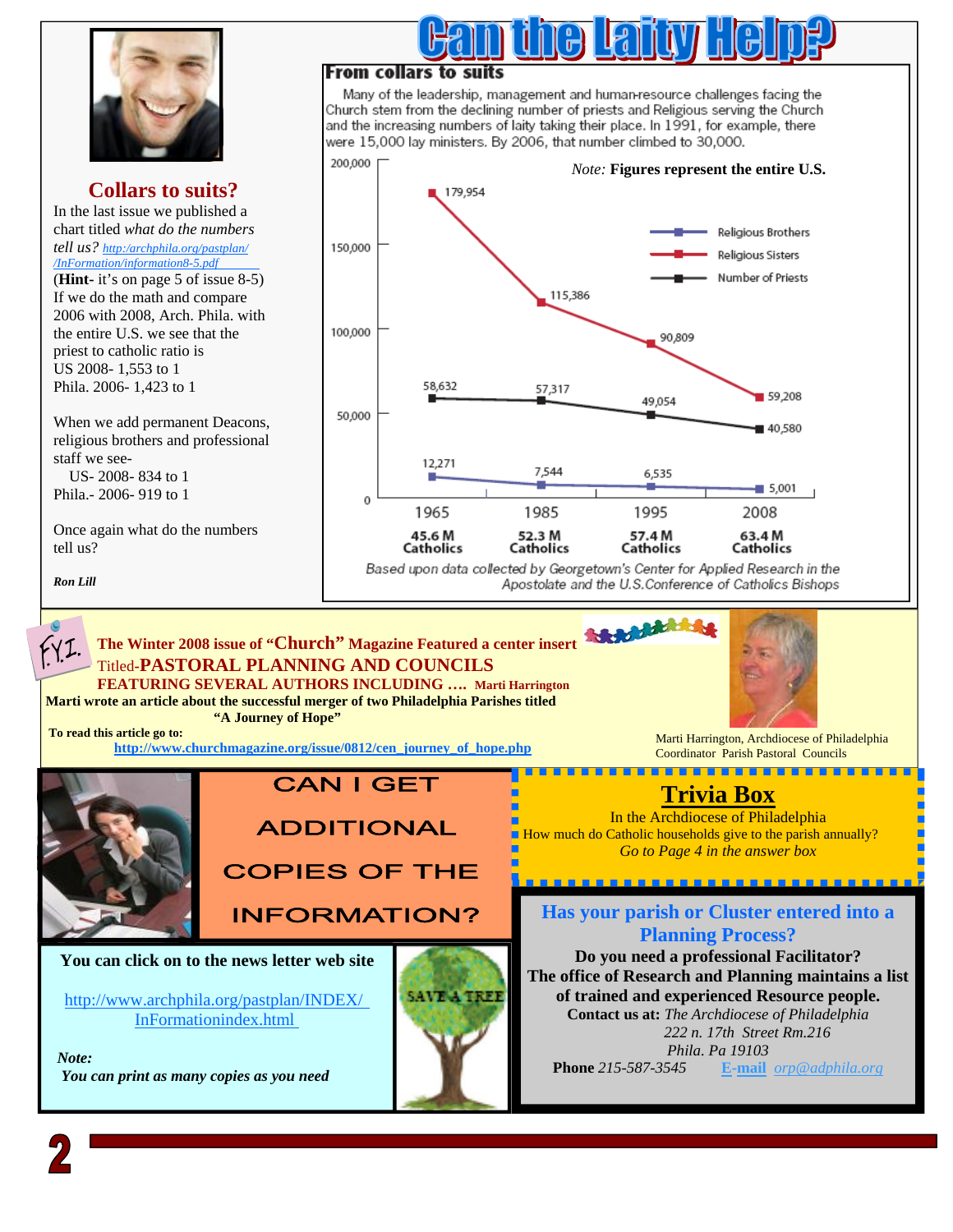# Can the Laity Help?

## Collars to suits?

In the last issue we published a chart titled *what do the numbers tell us?* http:/archphila.org/pastplan//InFormation/information8-5.pdf

(**Hint**- it's on page 5 of issue 8-5)

If we do the math and compare 2006 with 2008, Arch. Phila. with the entire U.S. we see that the priest to catholic ratio is

US 2008- 1,553 to 1
Phila. 2006- 1,423 to 1

When we add permanent Deacons, religious brothers and professional staff we see-

US- 2008- 834 to 1
Phila.- 2006- 919 to 1

Once again what do the numbers tell us?

***Ron Lill***

## From collars to suits

Many of the leadership, management and human-resource challenges facing the Church stem from the declining number of priests and Religious serving the Church and the increasing numbers of laity taking their place. In 1991, for example, there were 15,000 lay ministers. By 2006, that number climbed to 30,000.

*Note:* **Figures represent the entire U.S.**

| | 1965 | 1985 | 1995 | 2008 |
|---|---|---|---|---|
| Religious Sisters | 179,954 | 115,386 | 90,809 | 59,208 |
| Number of Priests | 58,632 | 57,317 | 49,054 | 40,580 |
| Religious Brothers | 12,271 | 7,544 | 6,535 | 5,001 |
| Catholics | 45.6 M | 52.3 M | 57.4 M | 63.4 M |

*Based upon data collected by Georgetown's Center for Applied Research in the Apostolate and the U.S.Conference of Catholics Bishops*

---

F.Y.I.

**The Winter 2008 issue of "Church" Magazine Featured a center insert Titled-PASTORAL PLANNING AND COUNCILS FEATURING SEVERAL AUTHORS INCLUDING …. Marti Harrington**

**Marti wrote an article about the successful merger of two Philadelphia Parishes titled "A Journey of Hope"**

**To read this article go to:**
**http://www.churchmagazine.org/issue/0812/cen_journey_of_hope.php**

Marti Harrington, Archdiocese of Philadelphia Coordinator Parish Pastoral Councils

---

## CAN I GET ADDITIONAL COPIES OF THE INFORMATION?

**You can click on to the news letter web site**

http://www.archphila.org/pastplan/INDEX/InFormationindex.html

***Note:***
***You can print as many copies as you need***

SAVE A TREE

---

## Trivia Box

In the Archdiocese of Philadelphia
How much do Catholic households give to the parish annually?
*Go to Page 4 in the answer box*

---

## Has your parish or Cluster entered into a Planning Process?

**Do you need a professional Facilitator?**
**The office of Research and Planning maintains a list of trained and experienced Resource people.**

**Contact us at:** *The Archdiocese of Philadelphia*
*222 n. 17th Street Rm.216*
*Phila. Pa 19103*

**Phone** *215-587-3545* **E-mail** *orp@adphila.org*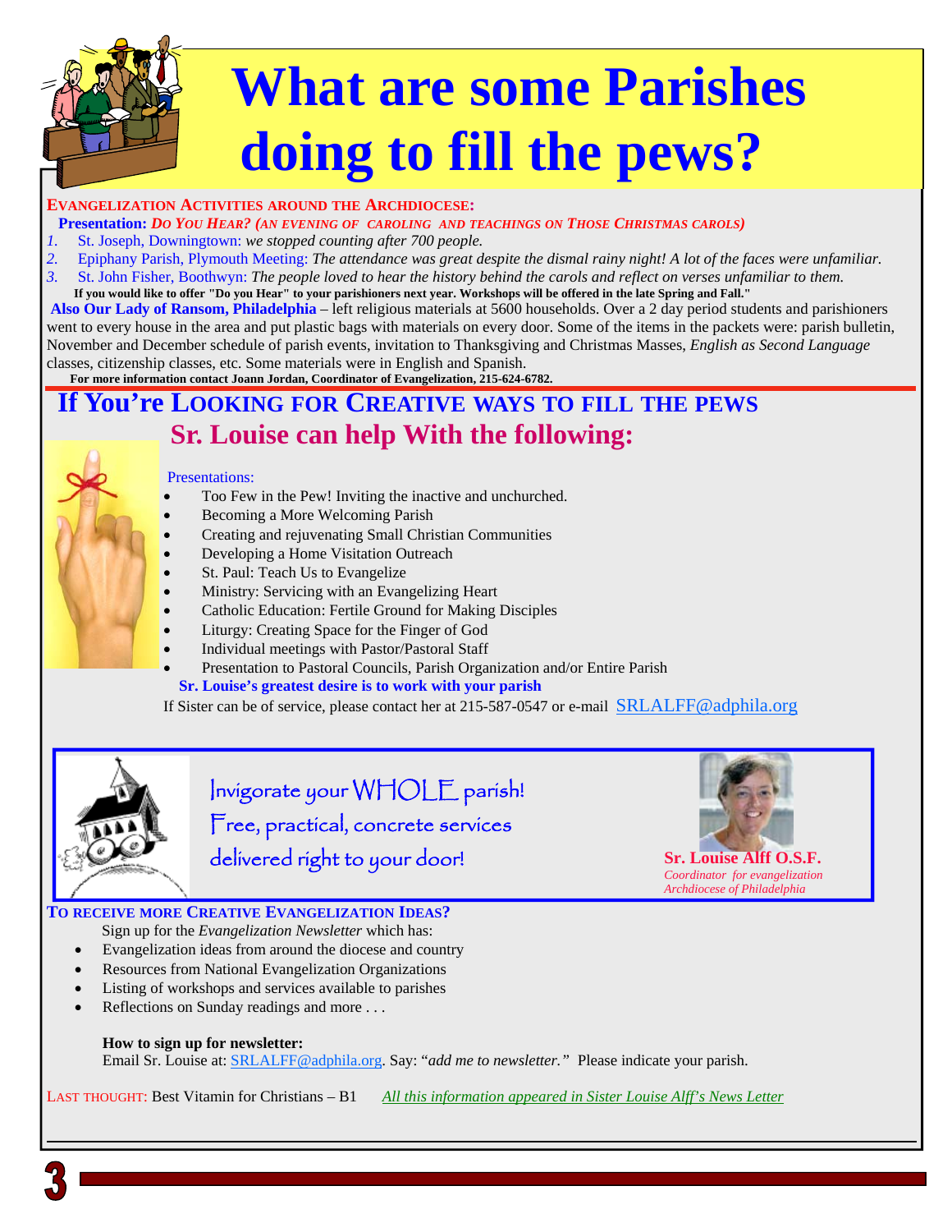# What are some Parishes doing to fill the pews?

**EVANGELIZATION ACTIVITIES AROUND THE ARCHDIOCESE:**

**Presentation:** ***DO YOU HEAR? (AN EVENING OF CAROLING AND TEACHINGS ON THOSE CHRISTMAS CAROLS)***

1. St. Joseph, Downingtown: *we stopped counting after 700 people.*
2. Epiphany Parish, Plymouth Meeting: *The attendance was great despite the dismal rainy night! A lot of the faces were unfamiliar.*
3. St. John Fisher, Boothwyn: *The people loved to hear the history behind the carols and reflect on verses unfamiliar to them.*

**If you would like to offer "Do you Hear" to your parishioners next year. Workshops will be offered in the late Spring and Fall."**

**Also Our Lady of Ransom, Philadelphia** – left religious materials at 5600 households. Over a 2 day period students and parishioners went to every house in the area and put plastic bags with materials on every door. Some of the items in the packets were: parish bulletin, November and December schedule of parish events, invitation to Thanksgiving and Christmas Masses, *English as Second Language* classes, citizenship classes, etc. Some materials were in English and Spanish.

**For more information contact Joann Jordan, Coordinator of Evangelization, 215-624-6782.**

## If You're LOOKING FOR CREATIVE WAYS TO FILL THE PEWS

## Sr. Louise can help With the following:

Presentations:

- Too Few in the Pew! Inviting the inactive and unchurched.
- Becoming a More Welcoming Parish
- Creating and rejuvenating Small Christian Communities
- Developing a Home Visitation Outreach
- St. Paul: Teach Us to Evangelize
- Ministry: Servicing with an Evangelizing Heart
- Catholic Education: Fertile Ground for Making Disciples
- Liturgy: Creating Space for the Finger of God
- Individual meetings with Pastor/Pastoral Staff
- Presentation to Pastoral Councils, Parish Organization and/or Entire Parish

**Sr. Louise's greatest desire is to work with your parish**

If Sister can be of service, please contact her at 215-587-0547 or e-mail SRLALFF@adphila.org

Invigorate your WHOLE parish!
Free, practical, concrete services
delivered right to your door!

**Sr. Louise Alff O.S.F.**
*Coordinator for evangelization*
*Archdiocese of Philadelphia*

**TO RECEIVE MORE CREATIVE EVANGELIZATION IDEAS?**

Sign up for the *Evangelization Newsletter* which has:

- Evangelization ideas from around the diocese and country
- Resources from National Evangelization Organizations
- Listing of workshops and services available to parishes
- Reflections on Sunday readings and more . . .

**How to sign up for newsletter:**
Email Sr. Louise at: SRLALFF@adphila.org. Say: "*add me to newsletter.*" Please indicate your parish.

LAST THOUGHT: Best Vitamin for Christians – B1 *All this information appeared in Sister Louise Alff's News Letter*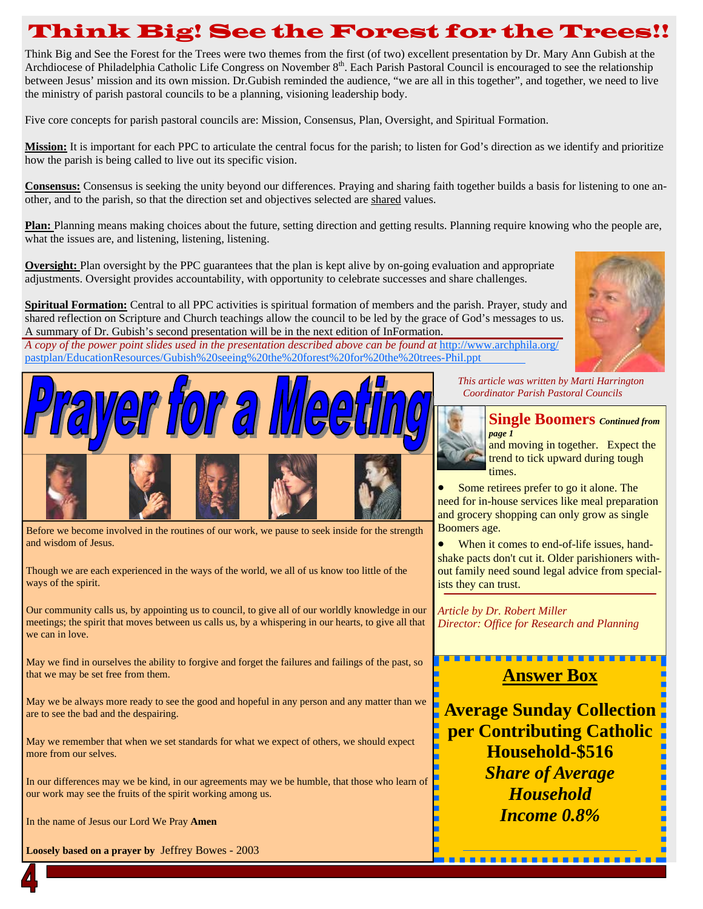# Think Big! See the Forest for the Trees!!

Think Big and See the Forest for the Trees were two themes from the first (of two) excellent presentation by Dr. Mary Ann Gubish at the Archdiocese of Philadelphia Catholic Life Congress on November 8th. Each Parish Pastoral Council is encouraged to see the relationship between Jesus' mission and its own mission. Dr.Gubish reminded the audience, "we are all in this together", and together, we need to live the ministry of parish pastoral councils to be a planning, visioning leadership body.

Five core concepts for parish pastoral councils are: Mission, Consensus, Plan, Oversight, and Spiritual Formation.

**Mission:** It is important for each PPC to articulate the central focus for the parish; to listen for God's direction as we identify and prioritize how the parish is being called to live out its specific vision.

**Consensus:** Consensus is seeking the unity beyond our differences. Praying and sharing faith together builds a basis for listening to one another, and to the parish, so that the direction set and objectives selected are shared values.

**Plan:** Planning means making choices about the future, setting direction and getting results. Planning require knowing who the people are, what the issues are, and listening, listening, listening.

**Oversight:** Plan oversight by the PPC guarantees that the plan is kept alive by on-going evaluation and appropriate adjustments. Oversight provides accountability, with opportunity to celebrate successes and share challenges.

**Spiritual Formation:** Central to all PPC activities is spiritual formation of members and the parish. Prayer, study and shared reflection on Scripture and Church teachings allow the council to be led by the grace of God's messages to us. A summary of Dr. Gubish's second presentation will be in the next edition of InFormation.

*A copy of the power point slides used in the presentation described above can be found at* http://www.archphila.org/pastplan/EducationResources/Gubish%20seeing%20the%20forest%20for%20the%20trees-Phil.ppt

*This article was written by Marti Harrington Coordinator Parish Pastoral Councils*

## Prayer for a Meeting

Before we become involved in the routines of our work, we pause to seek inside for the strength and wisdom of Jesus.

Though we are each experienced in the ways of the world, we all of us know too little of the ways of the spirit.

Our community calls us, by appointing us to council, to give all of our worldly knowledge in our meetings; the spirit that moves between us calls us, by a whispering in our hearts, to give all that we can in love.

May we find in ourselves the ability to forgive and forget the failures and failings of the past, so that we may be set free from them.

May we be always more ready to see the good and hopeful in any person and any matter than we are to see the bad and the despairing.

May we remember that when we set standards for what we expect of others, we should expect more from our selves.

In our differences may we be kind, in our agreements may we be humble, that those who learn of our work may see the fruits of the spirit working among us.

In the name of Jesus our Lord We Pray **Amen**

**Loosely based on a prayer by** Jeffrey Bowes - 2003

## Single Boomers *Continued from page 1*

and moving in together. Expect the trend to tick upward during tough times.

- Some retirees prefer to go it alone. The need for in-house services like meal preparation and grocery shopping can only grow as single Boomers age.
- When it comes to end-of-life issues, handshake pacts don't cut it. Older parishioners without family need sound legal advice from specialists they can trust.

*Article by Dr. Robert Miller*
*Director: Office for Research and Planning*

## Answer Box

**Average Sunday Collection per Contributing Catholic Household-$516**

***Share of Average Household Income 0.8%***